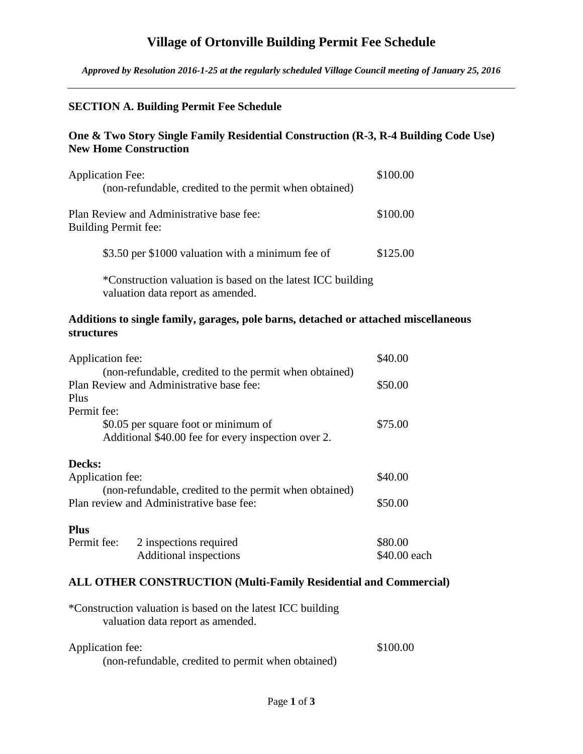# Village of Ortonville Building Permit Fee Schedule

*Approved by Resolution 2016-1-25 at the regularly scheduled Village Council meeting of January 25, 2016*

---

## SECTION A. Building Permit Fee Schedule

### One & Two Story Single Family Residential Construction (R-3, R-4 Building Code Use) New Home Construction

Application Fee: $100.00
(non-refundable, credited to the permit when obtained)

Plan Review and Administrative base fee: $100.00
Building Permit fee:

$3.50 per $1000 valuation with a minimum fee of $125.00

*Construction valuation is based on the latest ICC building valuation data report as amended.

### Additions to single family, garages, pole barns, detached or attached miscellaneous structures

Application fee: $40.00
(non-refundable, credited to the permit when obtained)
Plan Review and Administrative base fee: $50.00
Plus
Permit fee:
$0.05 per square foot or minimum of $75.00
Additional $40.00 fee for every inspection over 2.

**Decks:**
Application fee: $40.00
(non-refundable, credited to the permit when obtained)
Plan review and Administrative base fee: $50.00

**Plus**
Permit fee: 2 inspections required $80.00
Additional inspections $40.00 each

### ALL OTHER CONSTRUCTION (Multi-Family Residential and Commercial)

*Construction valuation is based on the latest ICC building valuation data report as amended.

Application fee: $100.00
(non-refundable, credited to permit when obtained)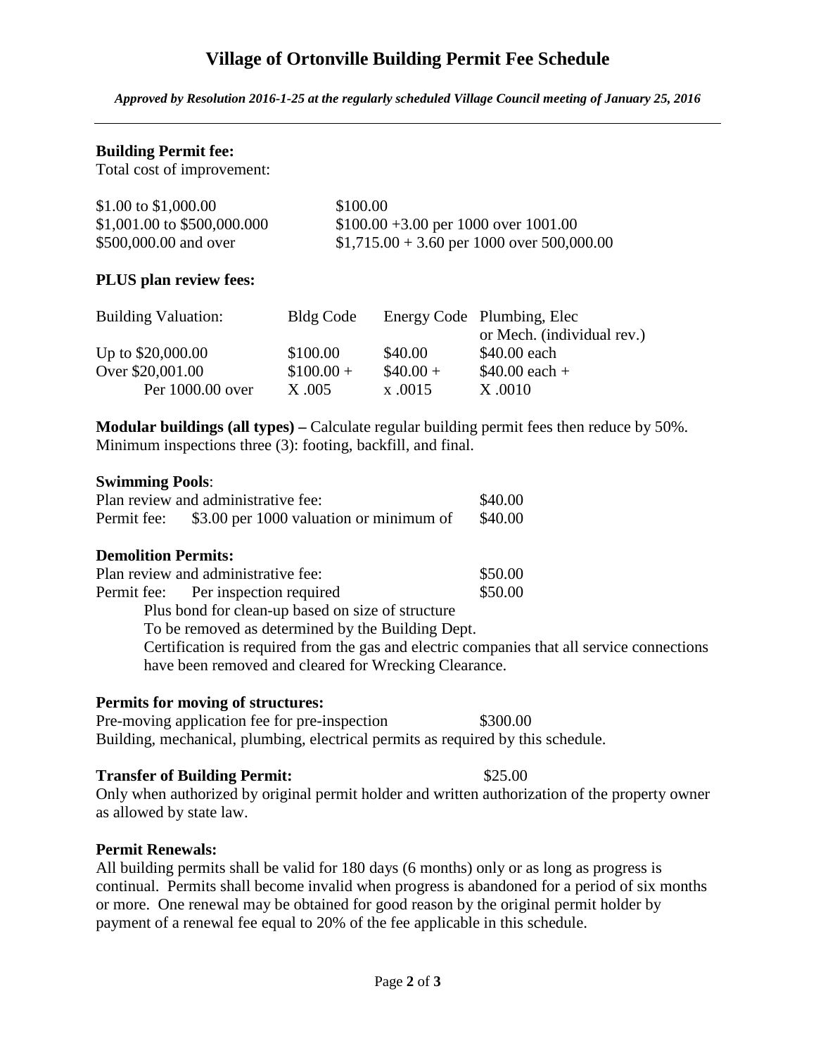# Village of Ortonville Building Permit Fee Schedule

*Approved by Resolution 2016-1-25 at the regularly scheduled Village Council meeting of January 25, 2016*

---

**Building Permit fee:**

Total cost of improvement:

| | |
|---|---|
| $1.00 to $1,000.00 | $100.00 |
| $1,001.00 to $500,000.000 | $100.00 +3.00 per 1000 over 1001.00 |
| $500,000.00 and over | $1,715.00 + 3.60 per 1000 over 500,000.00 |

**PLUS plan review fees:**

| Building Valuation: | Bldg Code | Energy Code | Plumbing, Elec or Mech. (individual rev.) |
|---|---|---|---|
| Up to $20,000.00 | $100.00 | $40.00 | $40.00 each |
| Over $20,001.00 | $100.00 + | $40.00 + | $40.00 each + |
| Per 1000.00 over | X .005 | x .0015 | X .0010 |

**Modular buildings (all types) –** Calculate regular building permit fees then reduce by 50%. Minimum inspections three (3): footing, backfill, and final.

**Swimming Pools**:

| | |
|---|---|
| Plan review and administrative fee: | $40.00 |
| Permit fee: $3.00 per 1000 valuation or minimum of | $40.00 |

**Demolition Permits:**

| | |
|---|---|
| Plan review and administrative fee: | $50.00 |
| Permit fee: Per inspection required | $50.00 |

Plus bond for clean-up based on size of structure

To be removed as determined by the Building Dept.

Certification is required from the gas and electric companies that all service connections have been removed and cleared for Wrecking Clearance.

**Permits for moving of structures:**

Pre-moving application fee for pre-inspection $300.00

Building, mechanical, plumbing, electrical permits as required by this schedule.

**Transfer of Building Permit:** $25.00

Only when authorized by original permit holder and written authorization of the property owner as allowed by state law.

**Permit Renewals:**

All building permits shall be valid for 180 days (6 months) only or as long as progress is continual. Permits shall become invalid when progress is abandoned for a period of six months or more. One renewal may be obtained for good reason by the original permit holder by payment of a renewal fee equal to 20% of the fee applicable in this schedule.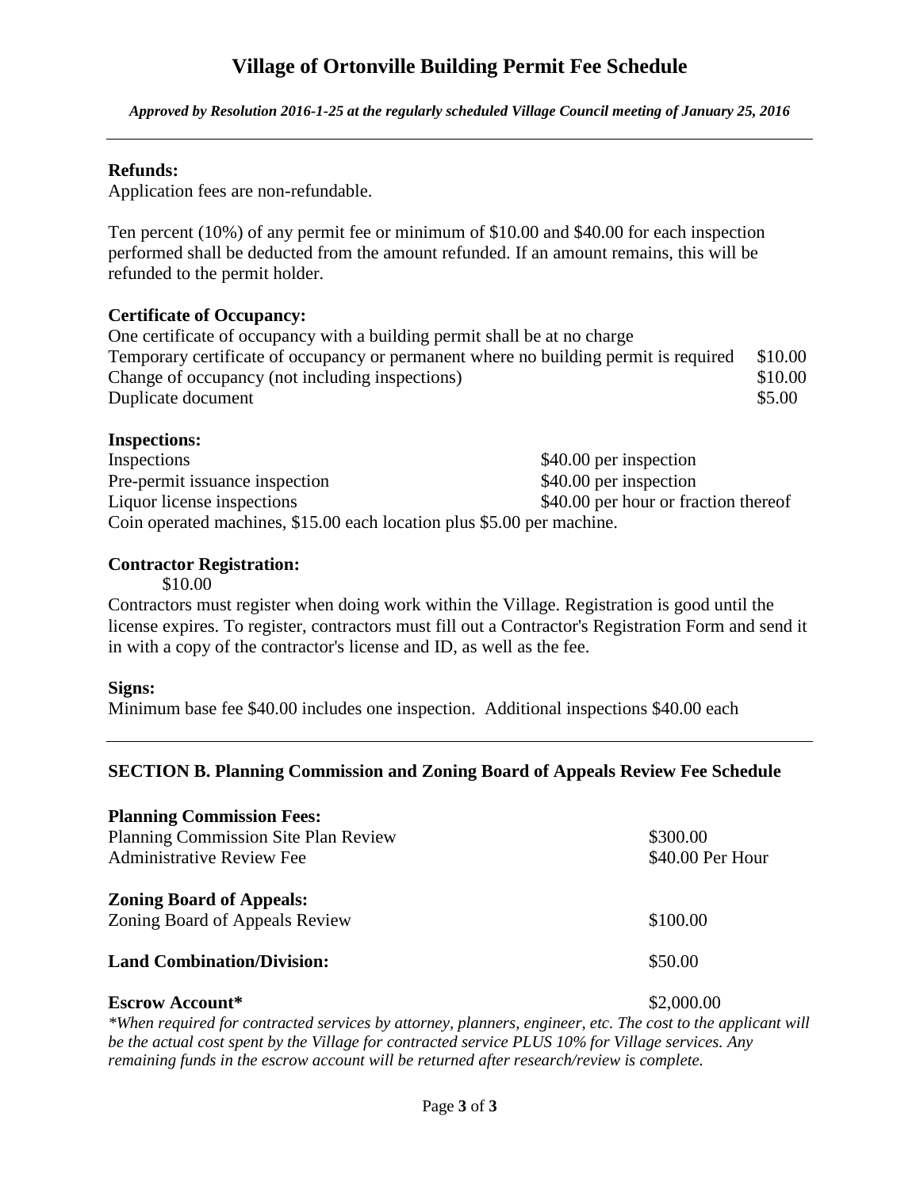# Village of Ortonville Building Permit Fee Schedule

***Approved by Resolution 2016-1-25 at the regularly scheduled Village Council meeting of January 25, 2016***

---

**Refunds:**

Application fees are non-refundable.

Ten percent (10%) of any permit fee or minimum of $10.00 and $40.00 for each inspection performed shall be deducted from the amount refunded. If an amount remains, this will be refunded to the permit holder.

**Certificate of Occupancy:**

| | |
|---|---|
| One certificate of occupancy with a building permit shall be at no charge | |
| Temporary certificate of occupancy or permanent where no building permit is required | $10.00 |
| Change of occupancy (not including inspections) | $10.00 |
| Duplicate document | $5.00 |

**Inspections:**

| | |
|---|---|
| Inspections | $40.00 per inspection |
| Pre-permit issuance inspection | $40.00 per inspection |
| Liquor license inspections | $40.00 per hour or fraction thereof |

Coin operated machines, $15.00 each location plus $5.00 per machine.

**Contractor Registration:**

$10.00

Contractors must register when doing work within the Village. Registration is good until the license expires. To register, contractors must fill out a Contractor's Registration Form and send it in with a copy of the contractor's license and ID, as well as the fee.

**Signs:**

Minimum base fee $40.00 includes one inspection. Additional inspections $40.00 each

---

## SECTION B. Planning Commission and Zoning Board of Appeals Review Fee Schedule

**Planning Commission Fees:**

| | |
|---|---|
| Planning Commission Site Plan Review | $300.00 |
| Administrative Review Fee | $40.00 Per Hour |

**Zoning Board of Appeals:**

| | |
|---|---|
| Zoning Board of Appeals Review | $100.00 |

**Land Combination/Division:** $50.00

**Escrow Account*** $2,000.00

*\*When required for contracted services by attorney, planners, engineer, etc. The cost to the applicant will be the actual cost spent by the Village for contracted service PLUS 10% for Village services. Any remaining funds in the escrow account will be returned after research/review is complete.*